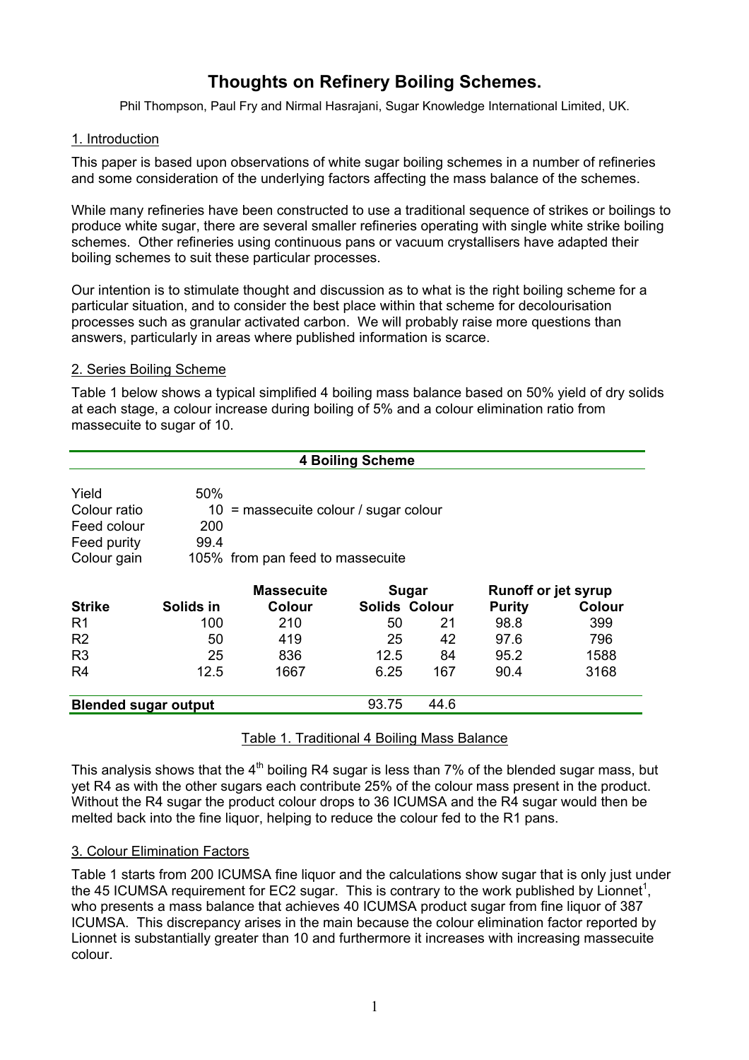# Thoughts on Refinery Boiling Schemes.

Phil Thompson, Paul Fry and Nirmal Hasrajani, Sugar Knowledge International Limited, UK.

## 1. Introduction

This paper is based upon observations of white sugar boiling schemes in a number of refineries and some consideration of the underlying factors affecting the mass balance of the schemes.

While many refineries have been constructed to use a traditional sequence of strikes or boilings to produce white sugar, there are several smaller refineries operating with single white strike boiling schemes. Other refineries using continuous pans or vacuum crystallisers have adapted their boiling schemes to suit these particular processes.

Our intention is to stimulate thought and discussion as to what is the right boiling scheme for a particular situation, and to consider the best place within that scheme for decolourisation processes such as granular activated carbon. We will probably raise more questions than answers, particularly in areas where published information is scarce.

## 2. Series Boiling Scheme

Table 1 below shows a typical simplified 4 boiling mass balance based on 50% yield of dry solids at each stage, a colour increase during boiling of 5% and a colour elimination ratio from massecuite to sugar of 10.

**4 Boiling Scheme**

| | | |
|---|---|---|
| Yield | 50% | |
| Colour ratio | 10 | = massecuite colour / sugar colour |
| Feed colour | 200 | |
| Feed purity | 99.4 | |
| Colour gain | 105% | from pan feed to massecuite |

| | | Massecuite | Sugar | | Runoff or jet syrup | |
|---|---|---|---|---|---|---|
| **Strike** | **Solids in** | **Colour** | **Solids** | **Colour** | **Purity** | **Colour** |
| R1 | 100 | 210 | 50 | 21 | 98.8 | 399 |
| R2 | 50 | 419 | 25 | 42 | 97.6 | 796 |
| R3 | 25 | 836 | 12.5 | 84 | 95.2 | 1588 |
| R4 | 12.5 | 1667 | 6.25 | 167 | 90.4 | 3168 |
| **Blended sugar output** | | | 93.75 | 44.6 | | |

Table 1. Traditional 4 Boiling Mass Balance

This analysis shows that the 4th boiling R4 sugar is less than 7% of the blended sugar mass, but yet R4 as with the other sugars each contribute 25% of the colour mass present in the product. Without the R4 sugar the product colour drops to 36 ICUMSA and the R4 sugar would then be melted back into the fine liquor, helping to reduce the colour fed to the R1 pans.

## 3. Colour Elimination Factors

Table 1 starts from 200 ICUMSA fine liquor and the calculations show sugar that is only just under the 45 ICUMSA requirement for EC2 sugar. This is contrary to the work published by Lionnet[1], who presents a mass balance that achieves 40 ICUMSA product sugar from fine liquor of 387 ICUMSA. This discrepancy arises in the main because the colour elimination factor reported by Lionnet is substantially greater than 10 and furthermore it increases with increasing massecuite colour.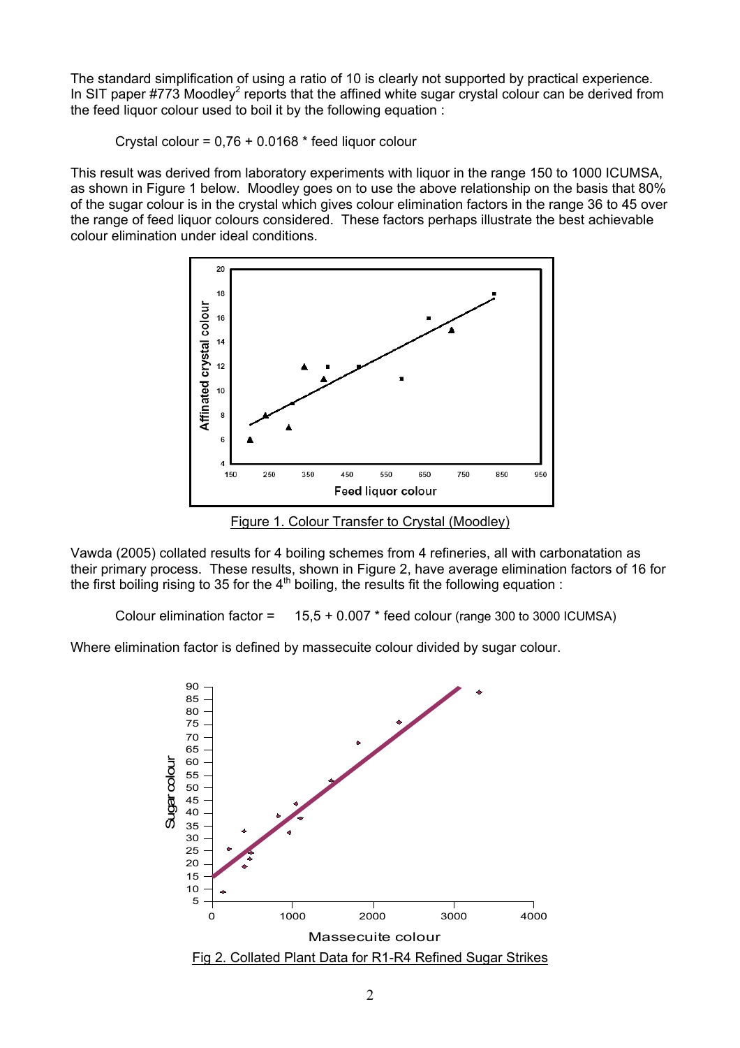The standard simplification of using a ratio of 10 is clearly not supported by practical experience. In SIT paper #773 Moodley[2] reports that the affined white sugar crystal colour can be derived from the feed liquor colour used to boil it by the following equation :

$$\text{Crystal colour} = 0{,}76 + 0.0168 * \text{feed liquor colour}$$

This result was derived from laboratory experiments with liquor in the range 150 to 1000 ICUMSA, as shown in Figure 1 below. Moodley goes on to use the above relationship on the basis that 80% of the sugar colour is in the crystal which gives colour elimination factors in the range 36 to 45 over the range of feed liquor colours considered. These factors perhaps illustrate the best achievable colour elimination under ideal conditions.

Figure 1. Colour Transfer to Crystal (Moodley)

Vawda (2005) collated results for 4 boiling schemes from 4 refineries, all with carbonatation as their primary process. These results, shown in Figure 2, have average elimination factors of 16 for the first boiling rising to 35 for the 4th boiling, the results fit the following equation :

$$\text{Colour elimination factor} = 15{,}5 + 0.007 * \text{feed colour}$$ (range 300 to 3000 ICUMSA)

Where elimination factor is defined by massecuite colour divided by sugar colour.

Fig 2. Collated Plant Data for R1-R4 Refined Sugar Strikes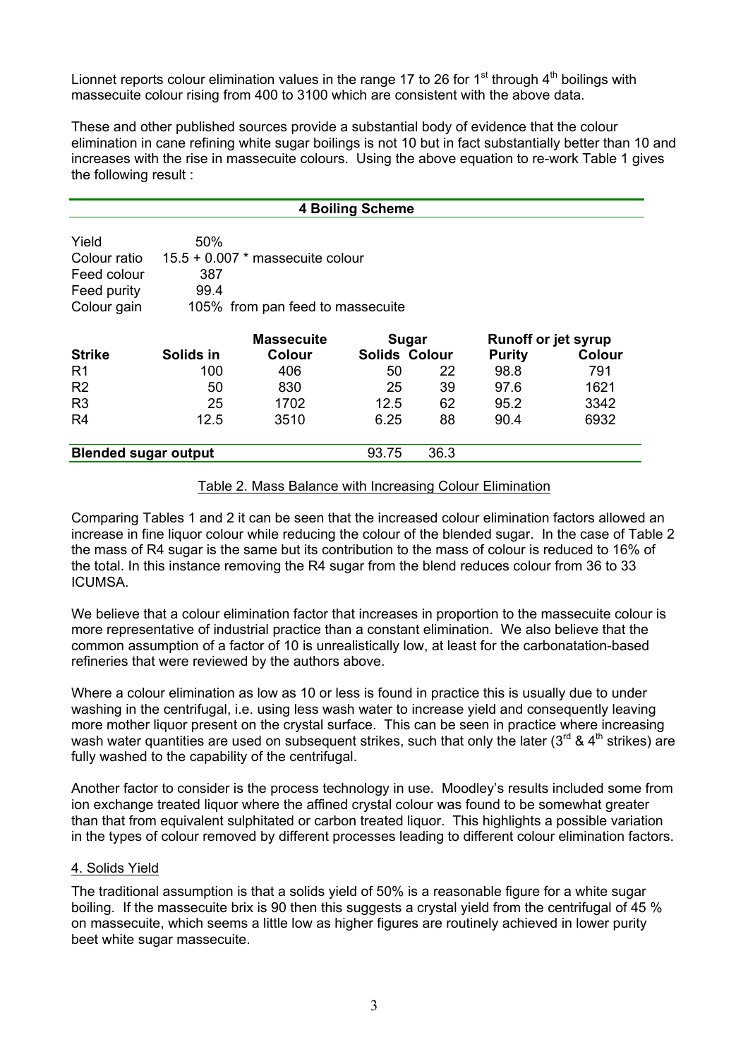Lionnet reports colour elimination values in the range 17 to 26 for 1st through 4th boilings with massecuite colour rising from 400 to 3100 which are consistent with the above data.

These and other published sources provide a substantial body of evidence that the colour elimination in cane refining white sugar boilings is not 10 but in fact substantially better than 10 and increases with the rise in massecuite colours. Using the above equation to re-work Table 1 gives the following result :

| **4 Boiling Scheme** | | | | | | |
|---|---|---|---|---|---|---|
| Yield | 50% | | | | | |
| Colour ratio | 15.5 + 0.007 * massecuite colour | | | | | |
| Feed colour | 387 | | | | | |
| Feed purity | 99.4 | | | | | |
| Colour gain | 105% from pan feed to massecuite | | | | | |
| | | **Massecuite** | **Sugar** | | **Runoff or jet syrup** | |
| **Strike** | **Solids in** | **Colour** | **Solids** | **Colour** | **Purity** | **Colour** |
| R1 | 100 | 406 | 50 | 22 | 98.8 | 791 |
| R2 | 50 | 830 | 25 | 39 | 97.6 | 1621 |
| R3 | 25 | 1702 | 12.5 | 62 | 95.2 | 3342 |
| R4 | 12.5 | 3510 | 6.25 | 88 | 90.4 | 6932 |
| **Blended sugar output** | | | 93.75 | 36.3 | | |

Table 2. Mass Balance with Increasing Colour Elimination

Comparing Tables 1 and 2 it can be seen that the increased colour elimination factors allowed an increase in fine liquor colour while reducing the colour of the blended sugar. In the case of Table 2 the mass of R4 sugar is the same but its contribution to the mass of colour is reduced to 16% of the total. In this instance removing the R4 sugar from the blend reduces colour from 36 to 33 ICUMSA.

We believe that a colour elimination factor that increases in proportion to the massecuite colour is more representative of industrial practice than a constant elimination. We also believe that the common assumption of a factor of 10 is unrealistically low, at least for the carbonatation-based refineries that were reviewed by the authors above.

Where a colour elimination as low as 10 or less is found in practice this is usually due to under washing in the centrifugal, i.e. using less wash water to increase yield and consequently leaving more mother liquor present on the crystal surface. This can be seen in practice where increasing wash water quantities are used on subsequent strikes, such that only the later (3rd & 4th strikes) are fully washed to the capability of the centrifugal.

Another factor to consider is the process technology in use. Moodley's results included some from ion exchange treated liquor where the affined crystal colour was found to be somewhat greater than that from equivalent sulphitated or carbon treated liquor. This highlights a possible variation in the types of colour removed by different processes leading to different colour elimination factors.

## 4. Solids Yield

The traditional assumption is that a solids yield of 50% is a reasonable figure for a white sugar boiling. If the massecuite brix is 90 then this suggests a crystal yield from the centrifugal of 45 % on massecuite, which seems a little low as higher figures are routinely achieved in lower purity beet white sugar massecuite.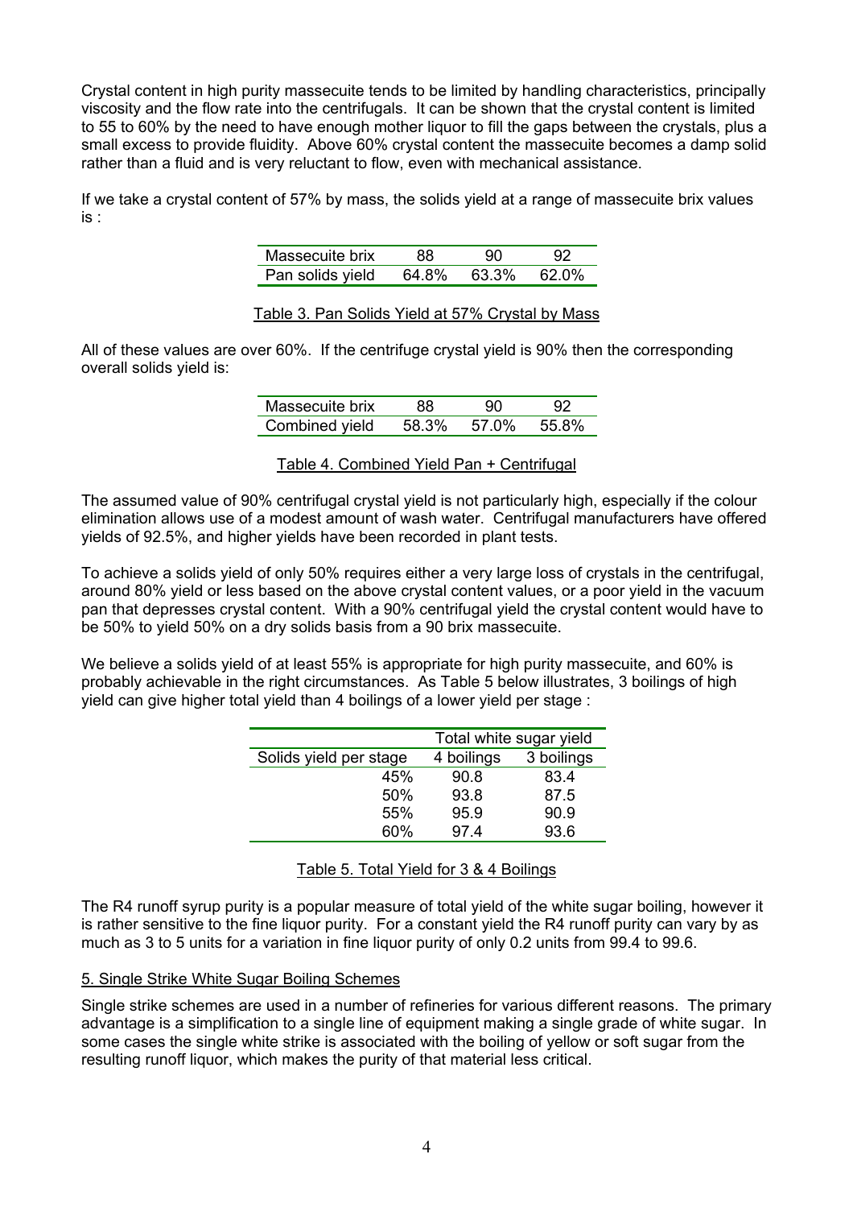Crystal content in high purity massecuite tends to be limited by handling characteristics, principally viscosity and the flow rate into the centrifugals. It can be shown that the crystal content is limited to 55 to 60% by the need to have enough mother liquor to fill the gaps between the crystals, plus a small excess to provide fluidity. Above 60% crystal content the massecuite becomes a damp solid rather than a fluid and is very reluctant to flow, even with mechanical assistance.

If we take a crystal content of 57% by mass, the solids yield at a range of massecuite brix values is :

| Massecuite brix | 88 | 90 | 92 |
|---|---|---|---|
| Pan solids yield | 64.8% | 63.3% | 62.0% |

Table 3. Pan Solids Yield at 57% Crystal by Mass

All of these values are over 60%. If the centrifuge crystal yield is 90% then the corresponding overall solids yield is:

| Massecuite brix | 88 | 90 | 92 |
|---|---|---|---|
| Combined yield | 58.3% | 57.0% | 55.8% |

Table 4. Combined Yield Pan + Centrifugal

The assumed value of 90% centrifugal crystal yield is not particularly high, especially if the colour elimination allows use of a modest amount of wash water. Centrifugal manufacturers have offered yields of 92.5%, and higher yields have been recorded in plant tests.

To achieve a solids yield of only 50% requires either a very large loss of crystals in the centrifugal, around 80% yield or less based on the above crystal content values, or a poor yield in the vacuum pan that depresses crystal content. With a 90% centrifugal yield the crystal content would have to be 50% to yield 50% on a dry solids basis from a 90 brix massecuite.

We believe a solids yield of at least 55% is appropriate for high purity massecuite, and 60% is probably achievable in the right circumstances. As Table 5 below illustrates, 3 boilings of high yield can give higher total yield than 4 boilings of a lower yield per stage :

| | Total white sugar yield | |
|---|---|---|
| Solids yield per stage | 4 boilings | 3 boilings |
| 45% | 90.8 | 83.4 |
| 50% | 93.8 | 87.5 |
| 55% | 95.9 | 90.9 |
| 60% | 97.4 | 93.6 |

Table 5. Total Yield for 3 & 4 Boilings

The R4 runoff syrup purity is a popular measure of total yield of the white sugar boiling, however it is rather sensitive to the fine liquor purity. For a constant yield the R4 runoff purity can vary by as much as 3 to 5 units for a variation in fine liquor purity of only 0.2 units from 99.4 to 99.6.

## 5. Single Strike White Sugar Boiling Schemes

Single strike schemes are used in a number of refineries for various different reasons. The primary advantage is a simplification to a single line of equipment making a single grade of white sugar. In some cases the single white strike is associated with the boiling of yellow or soft sugar from the resulting runoff liquor, which makes the purity of that material less critical.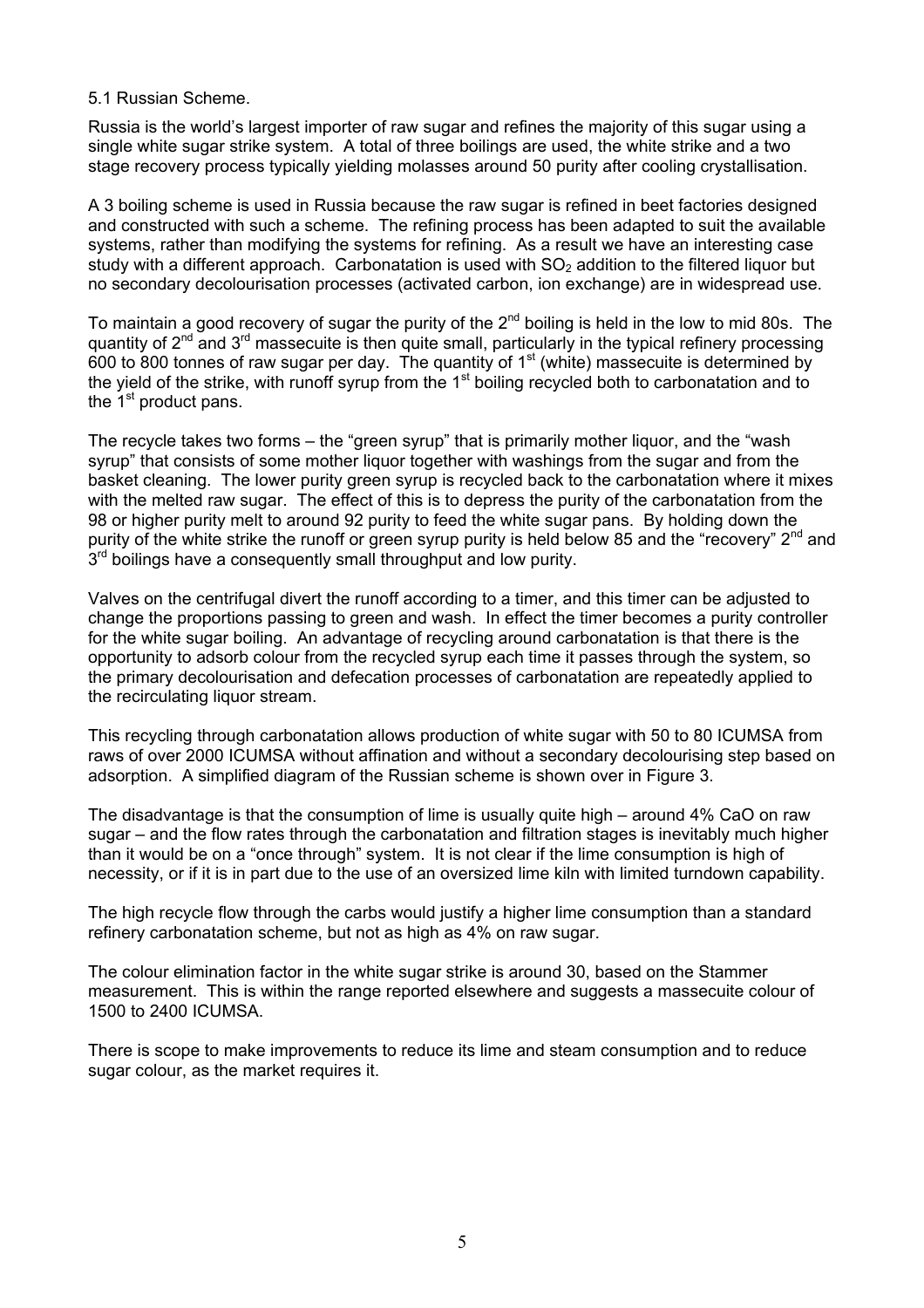### 5.1 Russian Scheme.

Russia is the world's largest importer of raw sugar and refines the majority of this sugar using a single white sugar strike system. A total of three boilings are used, the white strike and a two stage recovery process typically yielding molasses around 50 purity after cooling crystallisation.

A 3 boiling scheme is used in Russia because the raw sugar is refined in beet factories designed and constructed with such a scheme. The refining process has been adapted to suit the available systems, rather than modifying the systems for refining. As a result we have an interesting case study with a different approach. Carbonatation is used with $SO_2$ addition to the filtered liquor but no secondary decolourisation processes (activated carbon, ion exchange) are in widespread use.

To maintain a good recovery of sugar the purity of the 2nd boiling is held in the low to mid 80s. The quantity of 2nd and 3rd massecuite is then quite small, particularly in the typical refinery processing 600 to 800 tonnes of raw sugar per day. The quantity of 1st (white) massecuite is determined by the yield of the strike, with runoff syrup from the 1st boiling recycled both to carbonatation and to the 1st product pans.

The recycle takes two forms – the "green syrup" that is primarily mother liquor, and the "wash syrup" that consists of some mother liquor together with washings from the sugar and from the basket cleaning. The lower purity green syrup is recycled back to the carbonatation where it mixes with the melted raw sugar. The effect of this is to depress the purity of the carbonatation from the 98 or higher purity melt to around 92 purity to feed the white sugar pans. By holding down the purity of the white strike the runoff or green syrup purity is held below 85 and the "recovery" 2nd and 3rd boilings have a consequently small throughput and low purity.

Valves on the centrifugal divert the runoff according to a timer, and this timer can be adjusted to change the proportions passing to green and wash. In effect the timer becomes a purity controller for the white sugar boiling. An advantage of recycling around carbonatation is that there is the opportunity to adsorb colour from the recycled syrup each time it passes through the system, so the primary decolourisation and defecation processes of carbonatation are repeatedly applied to the recirculating liquor stream.

This recycling through carbonatation allows production of white sugar with 50 to 80 ICUMSA from raws of over 2000 ICUMSA without affination and without a secondary decolourising step based on adsorption. A simplified diagram of the Russian scheme is shown over in Figure 3.

The disadvantage is that the consumption of lime is usually quite high – around 4% CaO on raw sugar – and the flow rates through the carbonatation and filtration stages is inevitably much higher than it would be on a "once through" system. It is not clear if the lime consumption is high of necessity, or if it is in part due to the use of an oversized lime kiln with limited turndown capability.

The high recycle flow through the carbs would justify a higher lime consumption than a standard refinery carbonatation scheme, but not as high as 4% on raw sugar.

The colour elimination factor in the white sugar strike is around 30, based on the Stammer measurement. This is within the range reported elsewhere and suggests a massecuite colour of 1500 to 2400 ICUMSA.

There is scope to make improvements to reduce its lime and steam consumption and to reduce sugar colour, as the market requires it.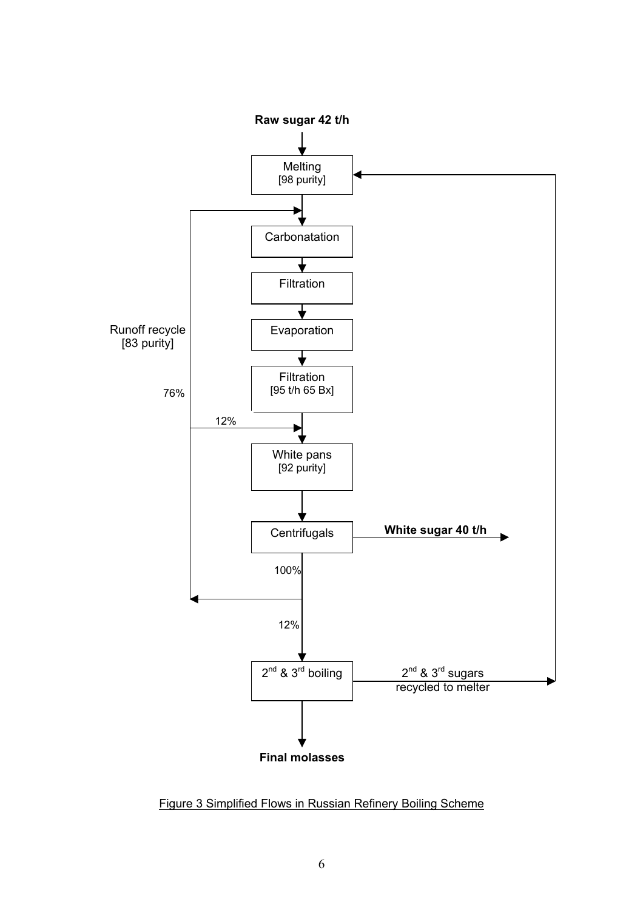Raw sugar 42 t/h

Melting [98 purity]

Carbonatation

Filtration

Evaporation

Filtration [95 t/h 65 Bx]

Runoff recycle [83 purity]

76%

12%

White pans [92 purity]

Centrifugals

White sugar 40 t/h

100%

12%

2nd & 3rd boiling

2nd & 3rd sugars recycled to melter

Final molasses

Figure 3 Simplified Flows in Russian Refinery Boiling Scheme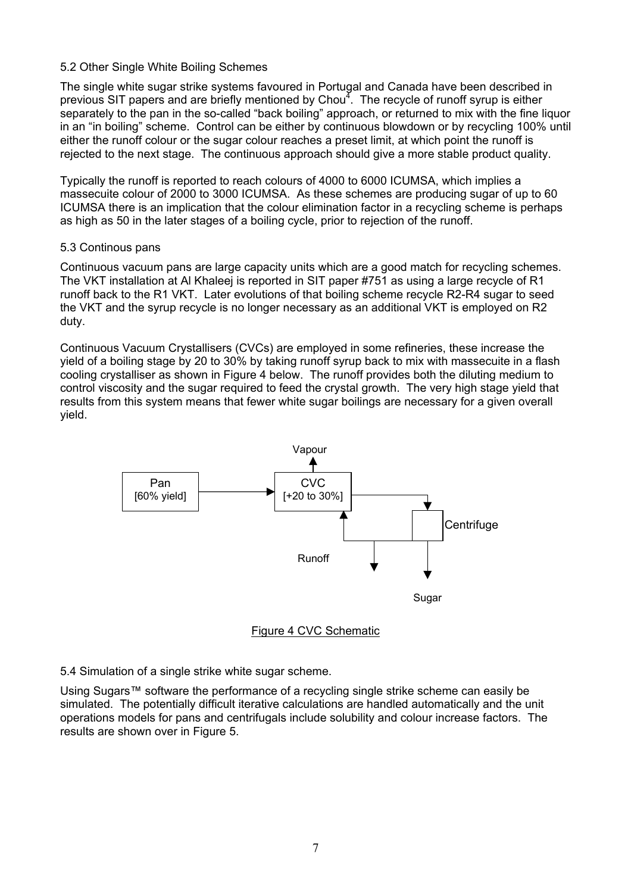### 5.2 Other Single White Boiling Schemes

The single white sugar strike systems favoured in Portugal and Canada have been described in previous SIT papers and are briefly mentioned by Chou[4]. The recycle of runoff syrup is either separately to the pan in the so-called "back boiling" approach, or returned to mix with the fine liquor in an "in boiling" scheme. Control can be either by continuous blowdown or by recycling 100% until either the runoff colour or the sugar colour reaches a preset limit, at which point the runoff is rejected to the next stage. The continuous approach should give a more stable product quality.

Typically the runoff is reported to reach colours of 4000 to 6000 ICUMSA, which implies a massecuite colour of 2000 to 3000 ICUMSA. As these schemes are producing sugar of up to 60 ICUMSA there is an implication that the colour elimination factor in a recycling scheme is perhaps as high as 50 in the later stages of a boiling cycle, prior to rejection of the runoff.

### 5.3 Continous pans

Continuous vacuum pans are large capacity units which are a good match for recycling schemes. The VKT installation at Al Khaleej is reported in SIT paper #751 as using a large recycle of R1 runoff back to the R1 VKT. Later evolutions of that boiling scheme recycle R2-R4 sugar to seed the VKT and the syrup recycle is no longer necessary as an additional VKT is employed on R2 duty.

Continuous Vacuum Crystallisers (CVCs) are employed in some refineries, these increase the yield of a boiling stage by 20 to 30% by taking runoff syrup back to mix with massecuite in a flash cooling crystalliser as shown in Figure 4 below. The runoff provides both the diluting medium to control viscosity and the sugar required to feed the crystal growth. The very high stage yield that results from this system means that fewer white sugar boilings are necessary for a given overall yield.

Vapour

Pan [60% yield] → CVC [+20 to 30%] → Centrifuge

Runoff

Sugar

Figure 4 CVC Schematic

### 5.4 Simulation of a single strike white sugar scheme.

Using Sugars™ software the performance of a recycling single strike scheme can easily be simulated. The potentially difficult iterative calculations are handled automatically and the unit operations models for pans and centrifugals include solubility and colour increase factors. The results are shown over in Figure 5.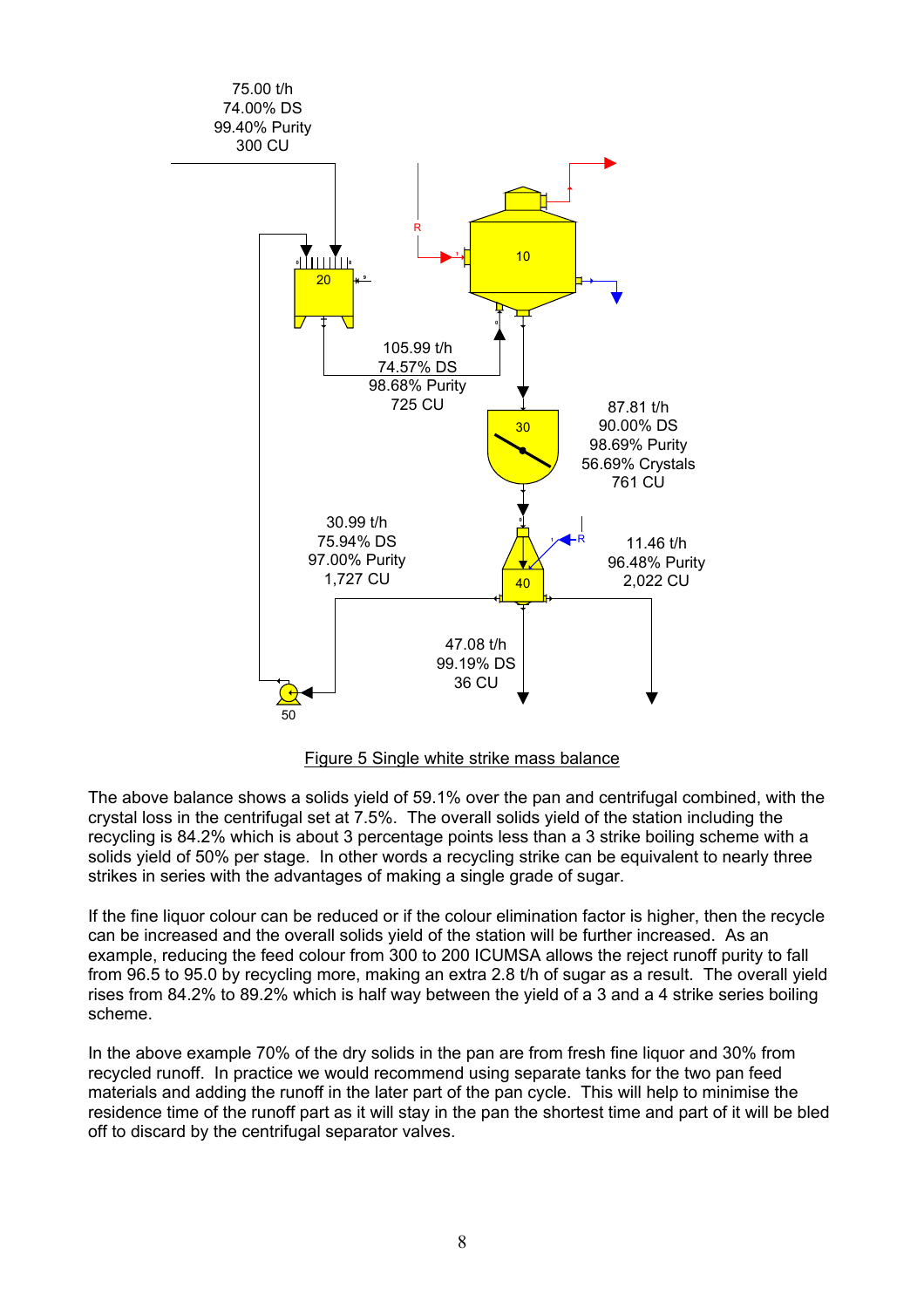Figure 5 Single white strike mass balance

The above balance shows a solids yield of 59.1% over the pan and centrifugal combined, with the crystal loss in the centrifugal set at 7.5%. The overall solids yield of the station including the recycling is 84.2% which is about 3 percentage points less than a 3 strike boiling scheme with a solids yield of 50% per stage. In other words a recycling strike can be equivalent to nearly three strikes in series with the advantages of making a single grade of sugar.

If the fine liquor colour can be reduced or if the colour elimination factor is higher, then the recycle can be increased and the overall solids yield of the station will be further increased. As an example, reducing the feed colour from 300 to 200 ICUMSA allows the reject runoff purity to fall from 96.5 to 95.0 by recycling more, making an extra 2.8 t/h of sugar as a result. The overall yield rises from 84.2% to 89.2% which is half way between the yield of a 3 and a 4 strike series boiling scheme.

In the above example 70% of the dry solids in the pan are from fresh fine liquor and 30% from recycled runoff. In practice we would recommend using separate tanks for the two pan feed materials and adding the runoff in the later part of the pan cycle. This will help to minimise the residence time of the runoff part as it will stay in the pan the shortest time and part of it will be bled off to discard by the centrifugal separator valves.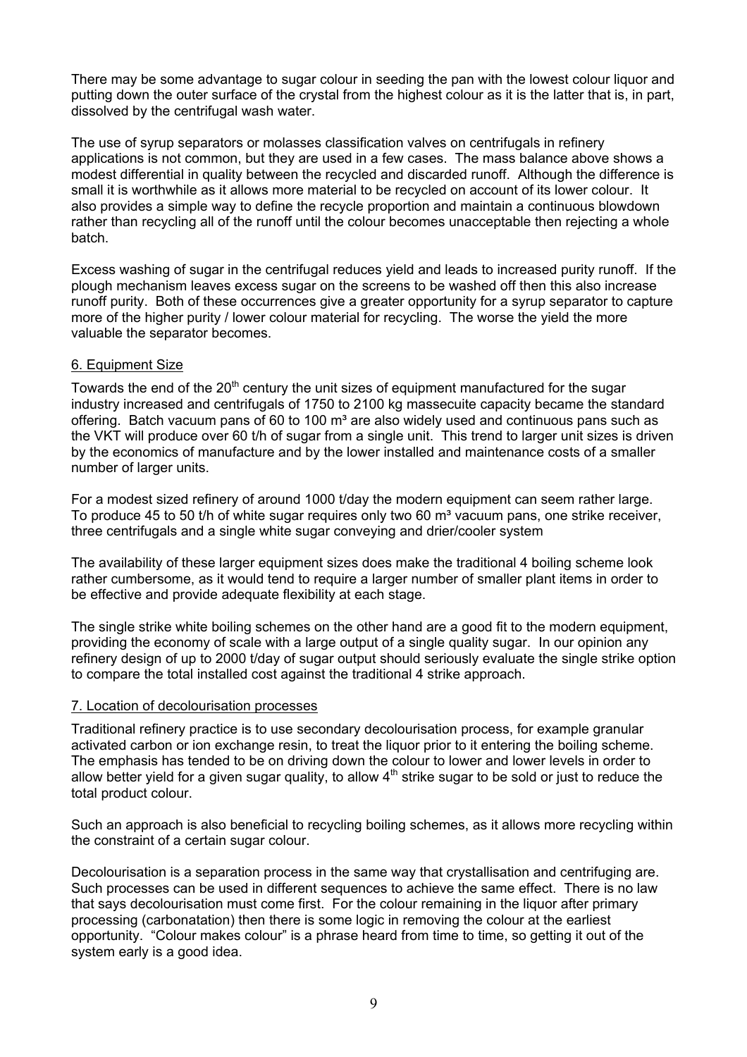There may be some advantage to sugar colour in seeding the pan with the lowest colour liquor and putting down the outer surface of the crystal from the highest colour as it is the latter that is, in part, dissolved by the centrifugal wash water.

The use of syrup separators or molasses classification valves on centrifugals in refinery applications is not common, but they are used in a few cases. The mass balance above shows a modest differential in quality between the recycled and discarded runoff. Although the difference is small it is worthwhile as it allows more material to be recycled on account of its lower colour. It also provides a simple way to define the recycle proportion and maintain a continuous blowdown rather than recycling all of the runoff until the colour becomes unacceptable then rejecting a whole batch.

Excess washing of sugar in the centrifugal reduces yield and leads to increased purity runoff. If the plough mechanism leaves excess sugar on the screens to be washed off then this also increase runoff purity. Both of these occurrences give a greater opportunity for a syrup separator to capture more of the higher purity / lower colour material for recycling. The worse the yield the more valuable the separator becomes.

## 6. Equipment Size

Towards the end of the 20th century the unit sizes of equipment manufactured for the sugar industry increased and centrifugals of 1750 to 2100 kg massecuite capacity became the standard offering. Batch vacuum pans of 60 to 100 m³ are also widely used and continuous pans such as the VKT will produce over 60 t/h of sugar from a single unit. This trend to larger unit sizes is driven by the economics of manufacture and by the lower installed and maintenance costs of a smaller number of larger units.

For a modest sized refinery of around 1000 t/day the modern equipment can seem rather large. To produce 45 to 50 t/h of white sugar requires only two 60 m³ vacuum pans, one strike receiver, three centrifugals and a single white sugar conveying and drier/cooler system

The availability of these larger equipment sizes does make the traditional 4 boiling scheme look rather cumbersome, as it would tend to require a larger number of smaller plant items in order to be effective and provide adequate flexibility at each stage.

The single strike white boiling schemes on the other hand are a good fit to the modern equipment, providing the economy of scale with a large output of a single quality sugar. In our opinion any refinery design of up to 2000 t/day of sugar output should seriously evaluate the single strike option to compare the total installed cost against the traditional 4 strike approach.

## 7. Location of decolourisation processes

Traditional refinery practice is to use secondary decolourisation process, for example granular activated carbon or ion exchange resin, to treat the liquor prior to it entering the boiling scheme. The emphasis has tended to be on driving down the colour to lower and lower levels in order to allow better yield for a given sugar quality, to allow 4th strike sugar to be sold or just to reduce the total product colour.

Such an approach is also beneficial to recycling boiling schemes, as it allows more recycling within the constraint of a certain sugar colour.

Decolourisation is a separation process in the same way that crystallisation and centrifuging are. Such processes can be used in different sequences to achieve the same effect. There is no law that says decolourisation must come first. For the colour remaining in the liquor after primary processing (carbonatation) then there is some logic in removing the colour at the earliest opportunity. "Colour makes colour" is a phrase heard from time to time, so getting it out of the system early is a good idea.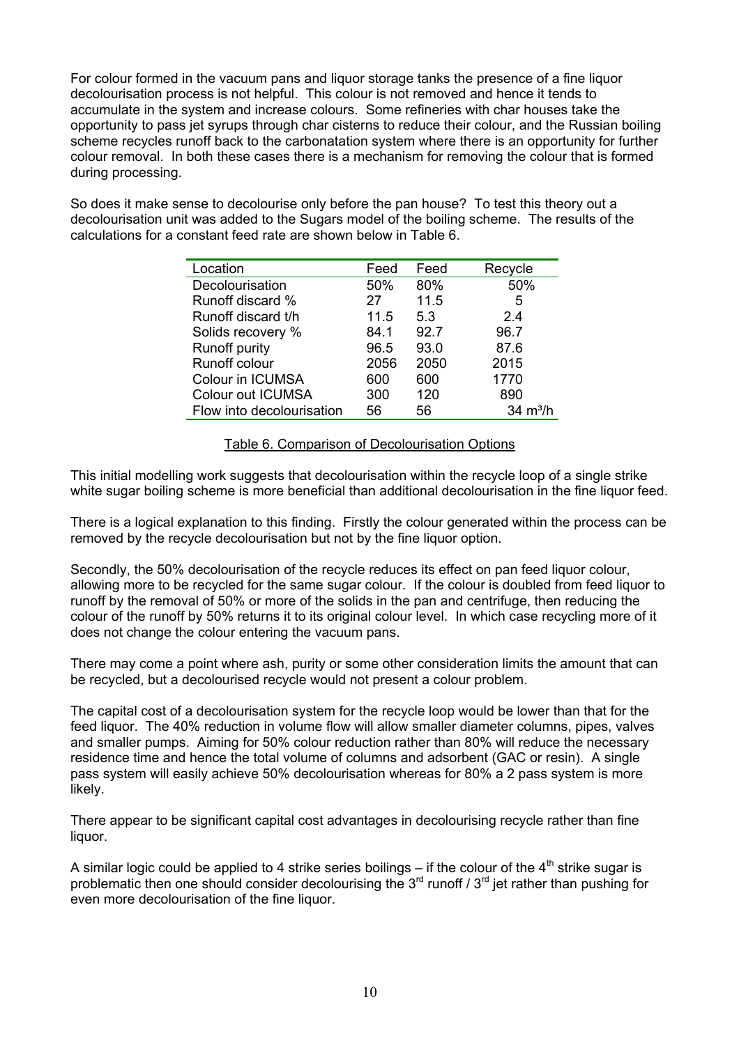For colour formed in the vacuum pans and liquor storage tanks the presence of a fine liquor decolourisation process is not helpful. This colour is not removed and hence it tends to accumulate in the system and increase colours. Some refineries with char houses take the opportunity to pass jet syrups through char cisterns to reduce their colour, and the Russian boiling scheme recycles runoff back to the carbonatation system where there is an opportunity for further colour removal. In both these cases there is a mechanism for removing the colour that is formed during processing.

So does it make sense to decolourise only before the pan house? To test this theory out a decolourisation unit was added to the Sugars model of the boiling scheme. The results of the calculations for a constant feed rate are shown below in Table 6.

| Location | Feed | Feed | Recycle |
|---|---|---|---|
| Decolourisation | 50% | 80% | 50% |
| Runoff discard % | 27 | 11.5 | 5 |
| Runoff discard t/h | 11.5 | 5.3 | 2.4 |
| Solids recovery % | 84.1 | 92.7 | 96.7 |
| Runoff purity | 96.5 | 93.0 | 87.6 |
| Runoff colour | 2056 | 2050 | 2015 |
| Colour in ICUMSA | 600 | 600 | 1770 |
| Colour out ICUMSA | 300 | 120 | 890 |
| Flow into decolourisation | 56 | 56 | 34 $m^3/h$ |

Table 6. Comparison of Decolourisation Options

This initial modelling work suggests that decolourisation within the recycle loop of a single strike white sugar boiling scheme is more beneficial than additional decolourisation in the fine liquor feed.

There is a logical explanation to this finding. Firstly the colour generated within the process can be removed by the recycle decolourisation but not by the fine liquor option.

Secondly, the 50% decolourisation of the recycle reduces its effect on pan feed liquor colour, allowing more to be recycled for the same sugar colour. If the colour is doubled from feed liquor to runoff by the removal of 50% or more of the solids in the pan and centrifuge, then reducing the colour of the runoff by 50% returns it to its original colour level. In which case recycling more of it does not change the colour entering the vacuum pans.

There may come a point where ash, purity or some other consideration limits the amount that can be recycled, but a decolourised recycle would not present a colour problem.

The capital cost of a decolourisation system for the recycle loop would be lower than that for the feed liquor. The 40% reduction in volume flow will allow smaller diameter columns, pipes, valves and smaller pumps. Aiming for 50% colour reduction rather than 80% will reduce the necessary residence time and hence the total volume of columns and adsorbent (GAC or resin). A single pass system will easily achieve 50% decolourisation whereas for 80% a 2 pass system is more likely.

There appear to be significant capital cost advantages in decolourising recycle rather than fine liquor.

A similar logic could be applied to 4 strike series boilings – if the colour of the 4$^{th}$ strike sugar is problematic then one should consider decolourising the 3$^{rd}$ runoff / 3$^{rd}$ jet rather than pushing for even more decolourisation of the fine liquor.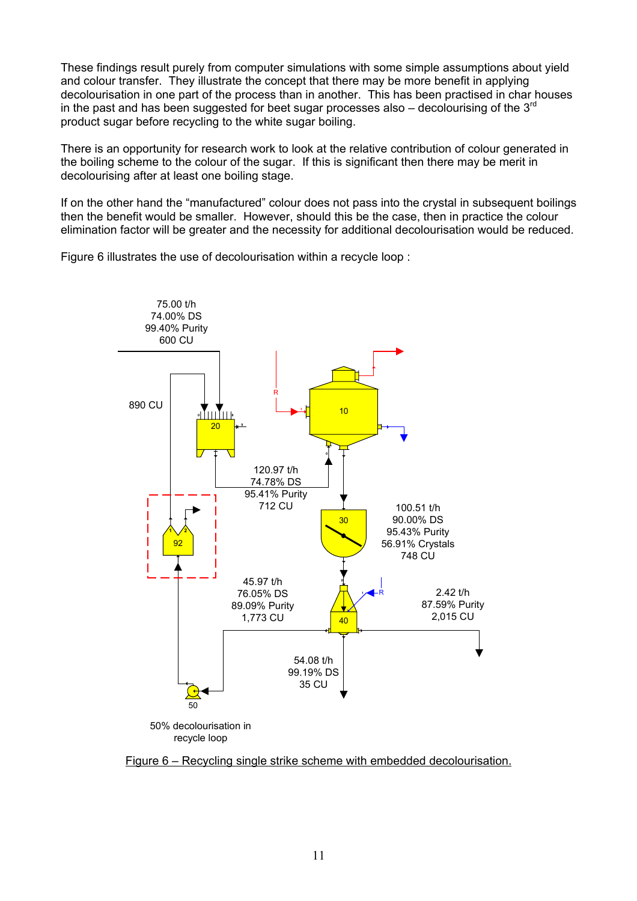These findings result purely from computer simulations with some simple assumptions about yield and colour transfer. They illustrate the concept that there may be more benefit in applying decolourisation in one part of the process than in another. This has been practised in char houses in the past and has been suggested for beet sugar processes also – decolourising of the 3rd product sugar before recycling to the white sugar boiling.

There is an opportunity for research work to look at the relative contribution of colour generated in the boiling scheme to the colour of the sugar. If this is significant then there may be merit in decolourising after at least one boiling stage.

If on the other hand the "manufactured" colour does not pass into the crystal in subsequent boilings then the benefit would be smaller. However, should this be the case, then in practice the colour elimination factor will be greater and the necessity for additional decolourisation would be reduced.

Figure 6 illustrates the use of decolourisation within a recycle loop :

75.00 t/h
74.00% DS
99.40% Purity
600 CU

890 CU

120.97 t/h
74.78% DS
95.41% Purity
712 CU

100.51 t/h
90.00% DS
95.43% Purity
56.91% Crystals
748 CU

45.97 t/h
76.05% DS
89.09% Purity
1,773 CU

2.42 t/h
87.59% Purity
2,015 CU

54.08 t/h
99.19% DS
35 CU

50% decolourisation in recycle loop

Figure 6 – Recycling single strike scheme with embedded decolourisation.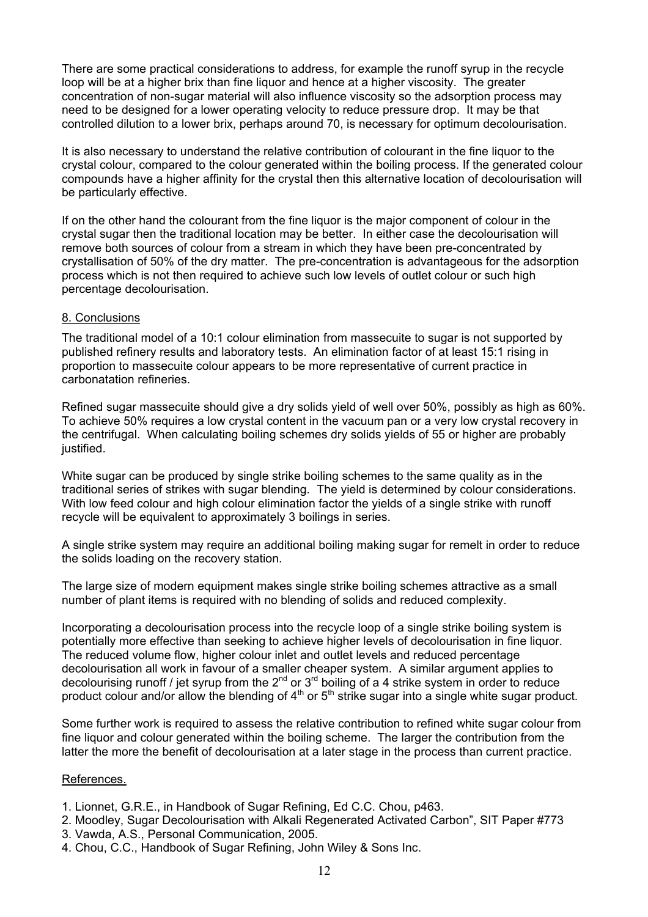There are some practical considerations to address, for example the runoff syrup in the recycle loop will be at a higher brix than fine liquor and hence at a higher viscosity. The greater concentration of non-sugar material will also influence viscosity so the adsorption process may need to be designed for a lower operating velocity to reduce pressure drop. It may be that controlled dilution to a lower brix, perhaps around 70, is necessary for optimum decolourisation.

It is also necessary to understand the relative contribution of colourant in the fine liquor to the crystal colour, compared to the colour generated within the boiling process. If the generated colour compounds have a higher affinity for the crystal then this alternative location of decolourisation will be particularly effective.

If on the other hand the colourant from the fine liquor is the major component of colour in the crystal sugar then the traditional location may be better. In either case the decolourisation will remove both sources of colour from a stream in which they have been pre-concentrated by crystallisation of 50% of the dry matter. The pre-concentration is advantageous for the adsorption process which is not then required to achieve such low levels of outlet colour or such high percentage decolourisation.

## 8. Conclusions

The traditional model of a 10:1 colour elimination from massecuite to sugar is not supported by published refinery results and laboratory tests. An elimination factor of at least 15:1 rising in proportion to massecuite colour appears to be more representative of current practice in carbonatation refineries.

Refined sugar massecuite should give a dry solids yield of well over 50%, possibly as high as 60%. To achieve 50% requires a low crystal content in the vacuum pan or a very low crystal recovery in the centrifugal. When calculating boiling schemes dry solids yields of 55 or higher are probably justified.

White sugar can be produced by single strike boiling schemes to the same quality as in the traditional series of strikes with sugar blending. The yield is determined by colour considerations. With low feed colour and high colour elimination factor the yields of a single strike with runoff recycle will be equivalent to approximately 3 boilings in series.

A single strike system may require an additional boiling making sugar for remelt in order to reduce the solids loading on the recovery station.

The large size of modern equipment makes single strike boiling schemes attractive as a small number of plant items is required with no blending of solids and reduced complexity.

Incorporating a decolourisation process into the recycle loop of a single strike boiling system is potentially more effective than seeking to achieve higher levels of decolourisation in fine liquor. The reduced volume flow, higher colour inlet and outlet levels and reduced percentage decolourisation all work in favour of a smaller cheaper system. A similar argument applies to decolourising runoff / jet syrup from the 2nd or 3rd boiling of a 4 strike system in order to reduce product colour and/or allow the blending of 4th or 5th strike sugar into a single white sugar product.

Some further work is required to assess the relative contribution to refined white sugar colour from fine liquor and colour generated within the boiling scheme. The larger the contribution from the latter the more the benefit of decolourisation at a later stage in the process than current practice.

## References.

1. Lionnet, G.R.E., in Handbook of Sugar Refining, Ed C.C. Chou, p463.
2. Moodley, Sugar Decolourisation with Alkali Regenerated Activated Carbon", SIT Paper #773
3. Vawda, A.S., Personal Communication, 2005.
4. Chou, C.C., Handbook of Sugar Refining, John Wiley & Sons Inc.